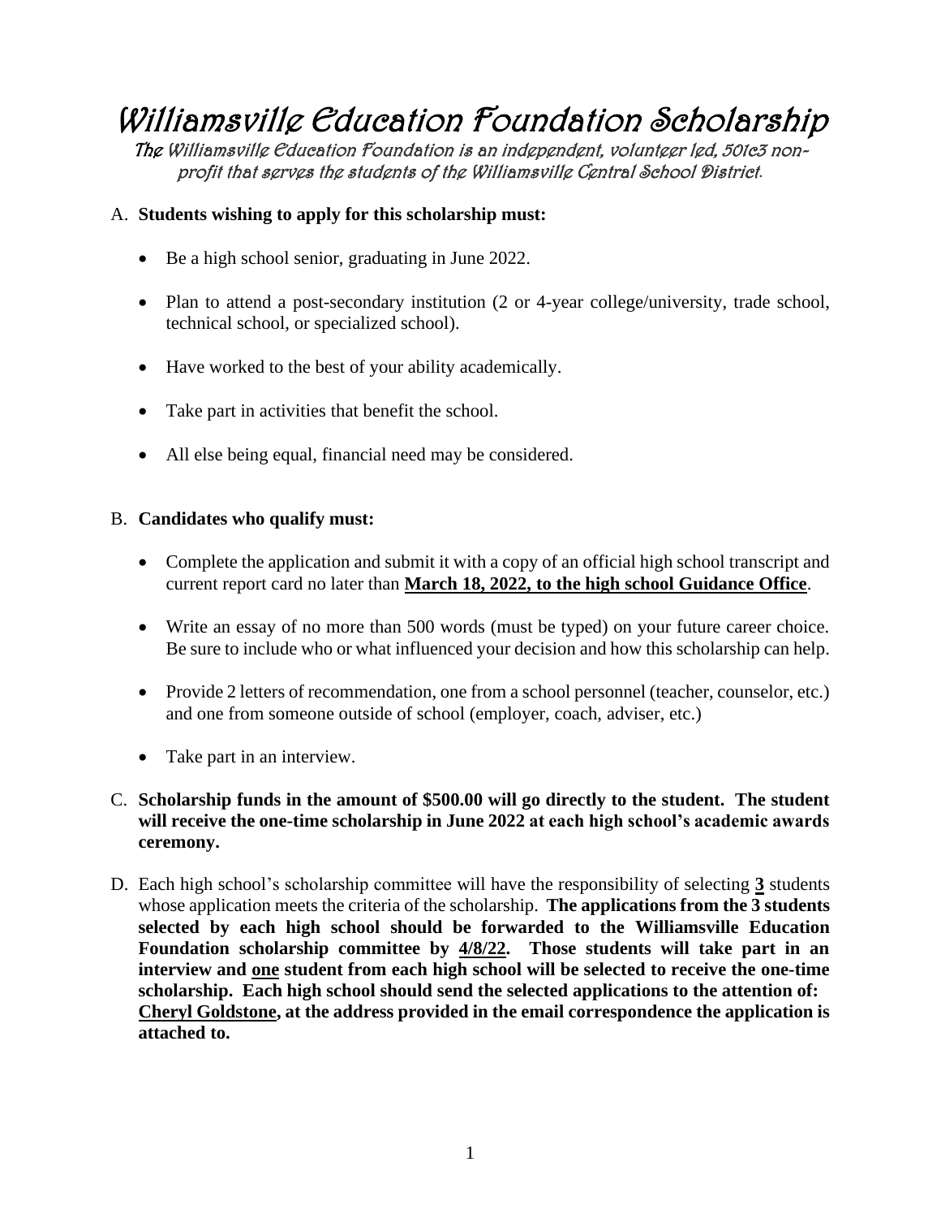# Williamsville Education Foundation Scholarship

*The Williamsville Education Foundation is an independent, volunteer led, 501c3 non-profit that serves the students of the Williamsville Central School District.*

A. **Students wishing to apply for this scholarship must:**

- Be a high school senior, graduating in June 2022.
- Plan to attend a post-secondary institution (2 or 4-year college/university, trade school, technical school, or specialized school).
- Have worked to the best of your ability academically.
- Take part in activities that benefit the school.
- All else being equal, financial need may be considered.

B. **Candidates who qualify must:**

- Complete the application and submit it with a copy of an official high school transcript and current report card no later than **<u>March 18, 2022, to the high school Guidance Office</u>**.
- Write an essay of no more than 500 words (must be typed) on your future career choice. Be sure to include who or what influenced your decision and how this scholarship can help.
- Provide 2 letters of recommendation, one from a school personnel (teacher, counselor, etc.) and one from someone outside of school (employer, coach, adviser, etc.)
- Take part in an interview.

C. **Scholarship funds in the amount of $500.00 will go directly to the student. The student will receive the one-time scholarship in June 2022 at each high school's academic awards ceremony.**

D. Each high school's scholarship committee will have the responsibility of selecting **<u>3</u>** students whose application meets the criteria of the scholarship. **The applications from the 3 students selected by each high school should be forwarded to the Williamsville Education Foundation scholarship committee by <u>4/8/22</u>. Those students will take part in an interview and <u>one</u> student from each high school will be selected to receive the one-time scholarship. Each high school should send the selected applications to the attention of: <u>Cheryl Goldstone</u>, at the address provided in the email correspondence the application is attached to.**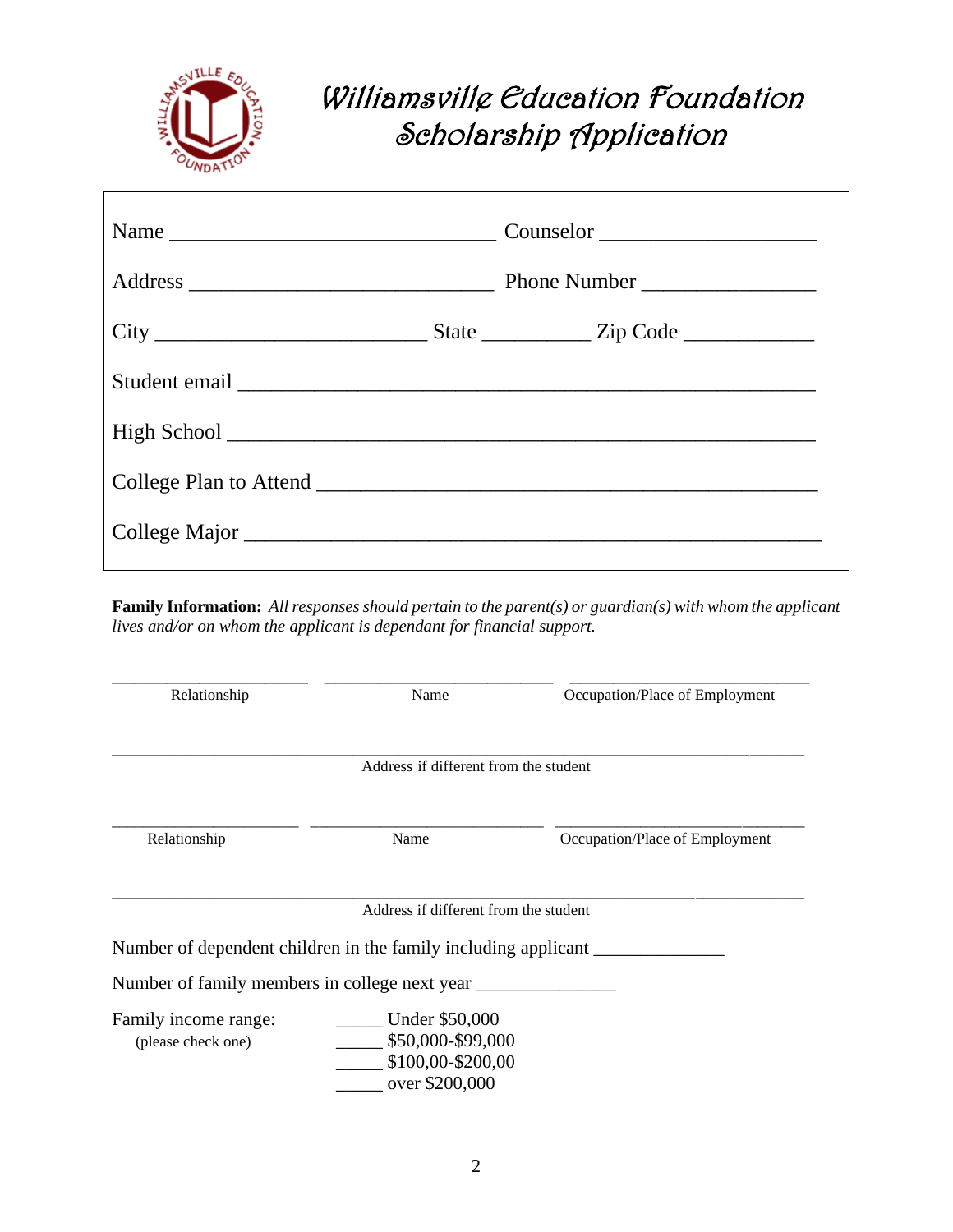# Williamsville Education Foundation Scholarship Application

Name ______________________________ Counselor ____________________

Address ____________________________ Phone Number ________________

City _________________________ State __________ Zip Code ____________

Student email ______________________________________________________

High School _______________________________________________________

College Plan to Attend ______________________________________________

College Major ______________________________________________________

**Family Information:** *All responses should pertain to the parent(s) or guardian(s) with whom the applicant lives and/or on whom the applicant is dependant for financial support.*

____________________ ______________________ ________________________
Relationship Name Occupation/Place of Employment

______________________________________________________________________
Address if different from the student

____________________ ______________________ ________________________
Relationship Name Occupation/Place of Employment

______________________________________________________________________
Address if different from the student

Number of dependent children in the family including applicant ______________

Number of family members in college next year _______________

Family income range: (please check one)

_____ Under $50,000
_____ $50,000-$99,000
_____ $100,00-$200,00
_____ over $200,000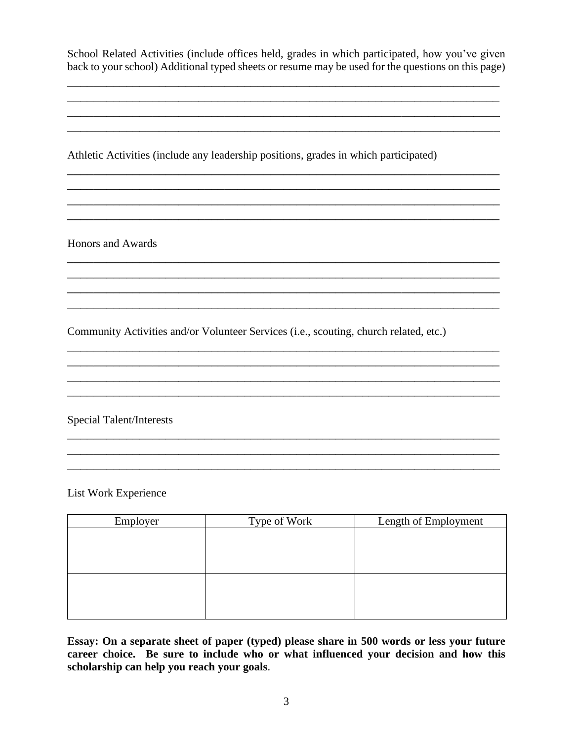School Related Activities (include offices held, grades in which participated, how you've given back to your school) Additional typed sheets or resume may be used for the questions on this page)

\_\_\_\_\_\_\_\_\_\_\_\_\_\_\_\_\_\_\_\_\_\_\_\_\_\_\_\_\_\_\_\_\_\_\_\_\_\_\_\_\_\_\_\_\_\_\_\_\_\_\_\_\_\_\_\_\_\_\_\_\_\_\_\_\_\_\_\_\_\_\_\_\_\_\_\_\_\_

\_\_\_\_\_\_\_\_\_\_\_\_\_\_\_\_\_\_\_\_\_\_\_\_\_\_\_\_\_\_\_\_\_\_\_\_\_\_\_\_\_\_\_\_\_\_\_\_\_\_\_\_\_\_\_\_\_\_\_\_\_\_\_\_\_\_\_\_\_\_\_\_\_\_\_\_\_\_

\_\_\_\_\_\_\_\_\_\_\_\_\_\_\_\_\_\_\_\_\_\_\_\_\_\_\_\_\_\_\_\_\_\_\_\_\_\_\_\_\_\_\_\_\_\_\_\_\_\_\_\_\_\_\_\_\_\_\_\_\_\_\_\_\_\_\_\_\_\_\_\_\_\_\_\_\_\_

\_\_\_\_\_\_\_\_\_\_\_\_\_\_\_\_\_\_\_\_\_\_\_\_\_\_\_\_\_\_\_\_\_\_\_\_\_\_\_\_\_\_\_\_\_\_\_\_\_\_\_\_\_\_\_\_\_\_\_\_\_\_\_\_\_\_\_\_\_\_\_\_\_\_\_\_\_\_

Athletic Activities (include any leadership positions, grades in which participated)

\_\_\_\_\_\_\_\_\_\_\_\_\_\_\_\_\_\_\_\_\_\_\_\_\_\_\_\_\_\_\_\_\_\_\_\_\_\_\_\_\_\_\_\_\_\_\_\_\_\_\_\_\_\_\_\_\_\_\_\_\_\_\_\_\_\_\_\_\_\_\_\_\_\_\_\_\_\_

\_\_\_\_\_\_\_\_\_\_\_\_\_\_\_\_\_\_\_\_\_\_\_\_\_\_\_\_\_\_\_\_\_\_\_\_\_\_\_\_\_\_\_\_\_\_\_\_\_\_\_\_\_\_\_\_\_\_\_\_\_\_\_\_\_\_\_\_\_\_\_\_\_\_\_\_\_\_

\_\_\_\_\_\_\_\_\_\_\_\_\_\_\_\_\_\_\_\_\_\_\_\_\_\_\_\_\_\_\_\_\_\_\_\_\_\_\_\_\_\_\_\_\_\_\_\_\_\_\_\_\_\_\_\_\_\_\_\_\_\_\_\_\_\_\_\_\_\_\_\_\_\_\_\_\_\_

\_\_\_\_\_\_\_\_\_\_\_\_\_\_\_\_\_\_\_\_\_\_\_\_\_\_\_\_\_\_\_\_\_\_\_\_\_\_\_\_\_\_\_\_\_\_\_\_\_\_\_\_\_\_\_\_\_\_\_\_\_\_\_\_\_\_\_\_\_\_\_\_\_\_\_\_\_\_

Honors and Awards

\_\_\_\_\_\_\_\_\_\_\_\_\_\_\_\_\_\_\_\_\_\_\_\_\_\_\_\_\_\_\_\_\_\_\_\_\_\_\_\_\_\_\_\_\_\_\_\_\_\_\_\_\_\_\_\_\_\_\_\_\_\_\_\_\_\_\_\_\_\_\_\_\_\_\_\_\_\_

\_\_\_\_\_\_\_\_\_\_\_\_\_\_\_\_\_\_\_\_\_\_\_\_\_\_\_\_\_\_\_\_\_\_\_\_\_\_\_\_\_\_\_\_\_\_\_\_\_\_\_\_\_\_\_\_\_\_\_\_\_\_\_\_\_\_\_\_\_\_\_\_\_\_\_\_\_\_

\_\_\_\_\_\_\_\_\_\_\_\_\_\_\_\_\_\_\_\_\_\_\_\_\_\_\_\_\_\_\_\_\_\_\_\_\_\_\_\_\_\_\_\_\_\_\_\_\_\_\_\_\_\_\_\_\_\_\_\_\_\_\_\_\_\_\_\_\_\_\_\_\_\_\_\_\_\_

\_\_\_\_\_\_\_\_\_\_\_\_\_\_\_\_\_\_\_\_\_\_\_\_\_\_\_\_\_\_\_\_\_\_\_\_\_\_\_\_\_\_\_\_\_\_\_\_\_\_\_\_\_\_\_\_\_\_\_\_\_\_\_\_\_\_\_\_\_\_\_\_\_\_\_\_\_\_

Community Activities and/or Volunteer Services (i.e., scouting, church related, etc.)

\_\_\_\_\_\_\_\_\_\_\_\_\_\_\_\_\_\_\_\_\_\_\_\_\_\_\_\_\_\_\_\_\_\_\_\_\_\_\_\_\_\_\_\_\_\_\_\_\_\_\_\_\_\_\_\_\_\_\_\_\_\_\_\_\_\_\_\_\_\_\_\_\_\_\_\_\_\_

\_\_\_\_\_\_\_\_\_\_\_\_\_\_\_\_\_\_\_\_\_\_\_\_\_\_\_\_\_\_\_\_\_\_\_\_\_\_\_\_\_\_\_\_\_\_\_\_\_\_\_\_\_\_\_\_\_\_\_\_\_\_\_\_\_\_\_\_\_\_\_\_\_\_\_\_\_\_

\_\_\_\_\_\_\_\_\_\_\_\_\_\_\_\_\_\_\_\_\_\_\_\_\_\_\_\_\_\_\_\_\_\_\_\_\_\_\_\_\_\_\_\_\_\_\_\_\_\_\_\_\_\_\_\_\_\_\_\_\_\_\_\_\_\_\_\_\_\_\_\_\_\_\_\_\_\_

\_\_\_\_\_\_\_\_\_\_\_\_\_\_\_\_\_\_\_\_\_\_\_\_\_\_\_\_\_\_\_\_\_\_\_\_\_\_\_\_\_\_\_\_\_\_\_\_\_\_\_\_\_\_\_\_\_\_\_\_\_\_\_\_\_\_\_\_\_\_\_\_\_\_\_\_\_\_

Special Talent/Interests

\_\_\_\_\_\_\_\_\_\_\_\_\_\_\_\_\_\_\_\_\_\_\_\_\_\_\_\_\_\_\_\_\_\_\_\_\_\_\_\_\_\_\_\_\_\_\_\_\_\_\_\_\_\_\_\_\_\_\_\_\_\_\_\_\_\_\_\_\_\_\_\_\_\_\_\_\_\_

\_\_\_\_\_\_\_\_\_\_\_\_\_\_\_\_\_\_\_\_\_\_\_\_\_\_\_\_\_\_\_\_\_\_\_\_\_\_\_\_\_\_\_\_\_\_\_\_\_\_\_\_\_\_\_\_\_\_\_\_\_\_\_\_\_\_\_\_\_\_\_\_\_\_\_\_\_\_

\_\_\_\_\_\_\_\_\_\_\_\_\_\_\_\_\_\_\_\_\_\_\_\_\_\_\_\_\_\_\_\_\_\_\_\_\_\_\_\_\_\_\_\_\_\_\_\_\_\_\_\_\_\_\_\_\_\_\_\_\_\_\_\_\_\_\_\_\_\_\_\_\_\_\_\_\_\_

List Work Experience

| Employer | Type of Work | Length of Employment |
| --- | --- | --- |
| | | |
| | | |

**Essay: On a separate sheet of paper (typed) please share in 500 words or less your future career choice. Be sure to include who or what influenced your decision and how this scholarship can help you reach your goals**.